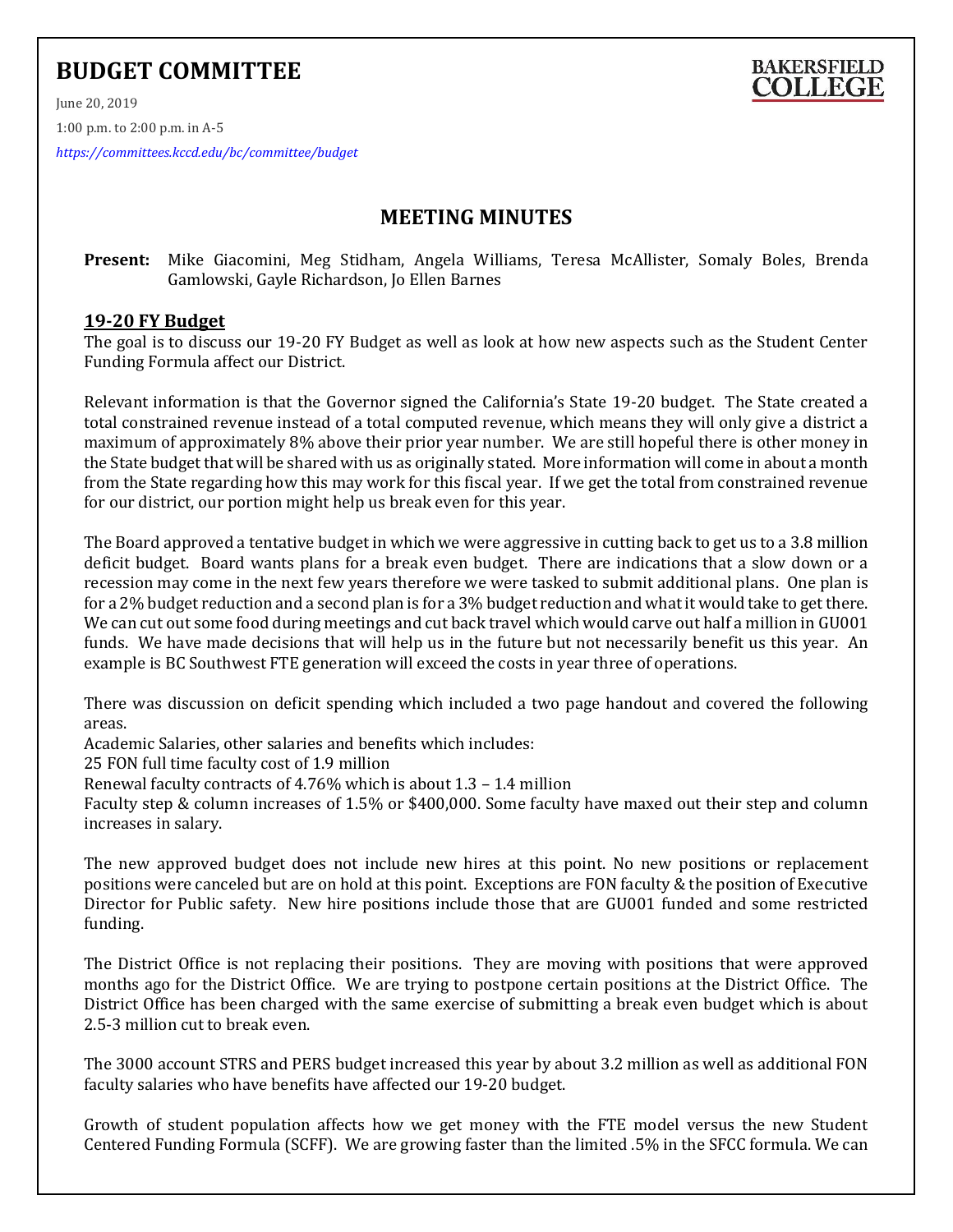# BUDGET COMMITTEE

June 20, 2019

1:00 p.m. to 2:00 p.m. in A-5

*https://committees.kccd.edu/bc/committee/budget*

BAKERSFIELD COLLEGE

## MEETING MINUTES

**Present:** Mike Giacomini, Meg Stidham, Angela Williams, Teresa McAllister, Somaly Boles, Brenda Gamlowski, Gayle Richardson, Jo Ellen Barnes

### 19-20 FY Budget

The goal is to discuss our 19-20 FY Budget as well as look at how new aspects such as the Student Center Funding Formula affect our District.

Relevant information is that the Governor signed the California's State 19-20 budget. The State created a total constrained revenue instead of a total computed revenue, which means they will only give a district a maximum of approximately 8% above their prior year number. We are still hopeful there is other money in the State budget that will be shared with us as originally stated. More information will come in about a month from the State regarding how this may work for this fiscal year. If we get the total from constrained revenue for our district, our portion might help us break even for this year.

The Board approved a tentative budget in which we were aggressive in cutting back to get us to a 3.8 million deficit budget. Board wants plans for a break even budget. There are indications that a slow down or a recession may come in the next few years therefore we were tasked to submit additional plans. One plan is for a 2% budget reduction and a second plan is for a 3% budget reduction and what it would take to get there. We can cut out some food during meetings and cut back travel which would carve out half a million in GU001 funds. We have made decisions that will help us in the future but not necessarily benefit us this year. An example is BC Southwest FTE generation will exceed the costs in year three of operations.

There was discussion on deficit spending which included a two page handout and covered the following areas.

Academic Salaries, other salaries and benefits which includes:

25 FON full time faculty cost of 1.9 million

Renewal faculty contracts of 4.76% which is about 1.3 – 1.4 million

Faculty step & column increases of 1.5% or $400,000. Some faculty have maxed out their step and column increases in salary.

The new approved budget does not include new hires at this point. No new positions or replacement positions were canceled but are on hold at this point. Exceptions are FON faculty & the position of Executive Director for Public safety. New hire positions include those that are GU001 funded and some restricted funding.

The District Office is not replacing their positions. They are moving with positions that were approved months ago for the District Office. We are trying to postpone certain positions at the District Office. The District Office has been charged with the same exercise of submitting a break even budget which is about 2.5-3 million cut to break even.

The 3000 account STRS and PERS budget increased this year by about 3.2 million as well as additional FON faculty salaries who have benefits have affected our 19-20 budget.

Growth of student population affects how we get money with the FTE model versus the new Student Centered Funding Formula (SCFF). We are growing faster than the limited .5% in the SFCC formula. We can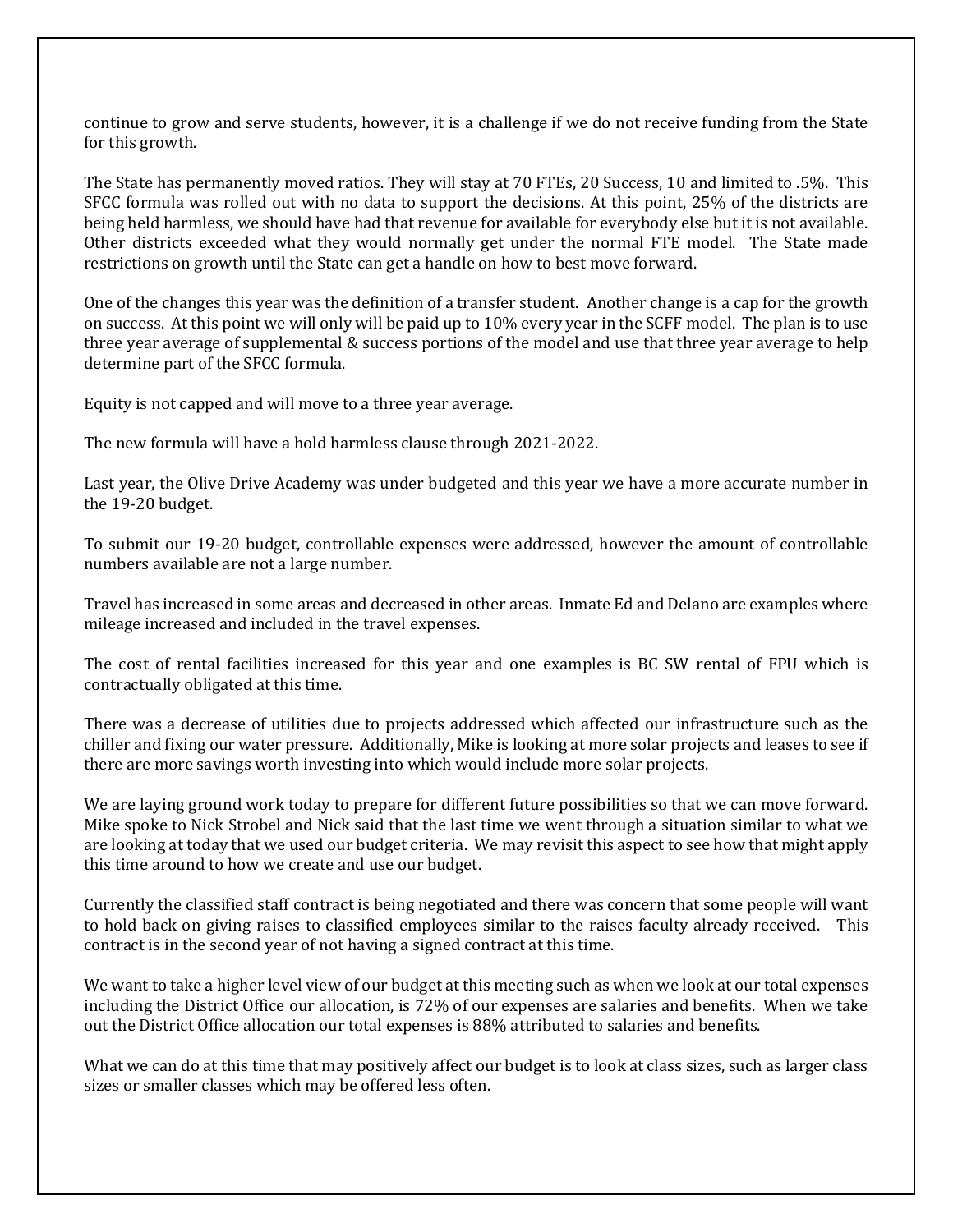continue to grow and serve students, however, it is a challenge if we do not receive funding from the State for this growth.

The State has permanently moved ratios. They will stay at 70 FTEs, 20 Success, 10 and limited to .5%. This SFCC formula was rolled out with no data to support the decisions. At this point, 25% of the districts are being held harmless, we should have had that revenue for available for everybody else but it is not available. Other districts exceeded what they would normally get under the normal FTE model. The State made restrictions on growth until the State can get a handle on how to best move forward.

One of the changes this year was the definition of a transfer student. Another change is a cap for the growth on success. At this point we will only will be paid up to 10% every year in the SCFF model. The plan is to use three year average of supplemental & success portions of the model and use that three year average to help determine part of the SFCC formula.

Equity is not capped and will move to a three year average.

The new formula will have a hold harmless clause through 2021-2022.

Last year, the Olive Drive Academy was under budgeted and this year we have a more accurate number in the 19-20 budget.

To submit our 19-20 budget, controllable expenses were addressed, however the amount of controllable numbers available are not a large number.

Travel has increased in some areas and decreased in other areas. Inmate Ed and Delano are examples where mileage increased and included in the travel expenses.

The cost of rental facilities increased for this year and one examples is BC SW rental of FPU which is contractually obligated at this time.

There was a decrease of utilities due to projects addressed which affected our infrastructure such as the chiller and fixing our water pressure. Additionally, Mike is looking at more solar projects and leases to see if there are more savings worth investing into which would include more solar projects.

We are laying ground work today to prepare for different future possibilities so that we can move forward. Mike spoke to Nick Strobel and Nick said that the last time we went through a situation similar to what we are looking at today that we used our budget criteria. We may revisit this aspect to see how that might apply this time around to how we create and use our budget.

Currently the classified staff contract is being negotiated and there was concern that some people will want to hold back on giving raises to classified employees similar to the raises faculty already received. This contract is in the second year of not having a signed contract at this time.

We want to take a higher level view of our budget at this meeting such as when we look at our total expenses including the District Office our allocation, is 72% of our expenses are salaries and benefits. When we take out the District Office allocation our total expenses is 88% attributed to salaries and benefits.

What we can do at this time that may positively affect our budget is to look at class sizes, such as larger class sizes or smaller classes which may be offered less often.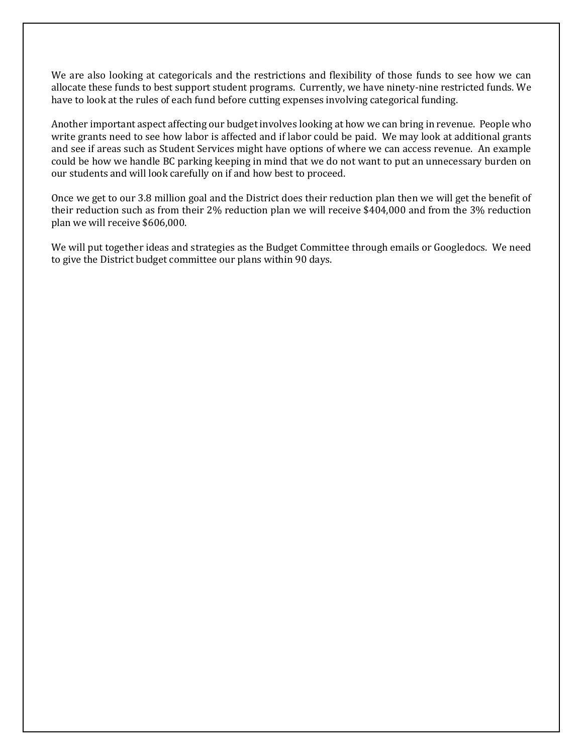We are also looking at categoricals and the restrictions and flexibility of those funds to see how we can allocate these funds to best support student programs. Currently, we have ninety-nine restricted funds. We have to look at the rules of each fund before cutting expenses involving categorical funding.

Another important aspect affecting our budget involves looking at how we can bring in revenue. People who write grants need to see how labor is affected and if labor could be paid. We may look at additional grants and see if areas such as Student Services might have options of where we can access revenue. An example could be how we handle BC parking keeping in mind that we do not want to put an unnecessary burden on our students and will look carefully on if and how best to proceed.

Once we get to our 3.8 million goal and the District does their reduction plan then we will get the benefit of their reduction such as from their 2% reduction plan we will receive $404,000 and from the 3% reduction plan we will receive $606,000.

We will put together ideas and strategies as the Budget Committee through emails or Googledocs. We need to give the District budget committee our plans within 90 days.